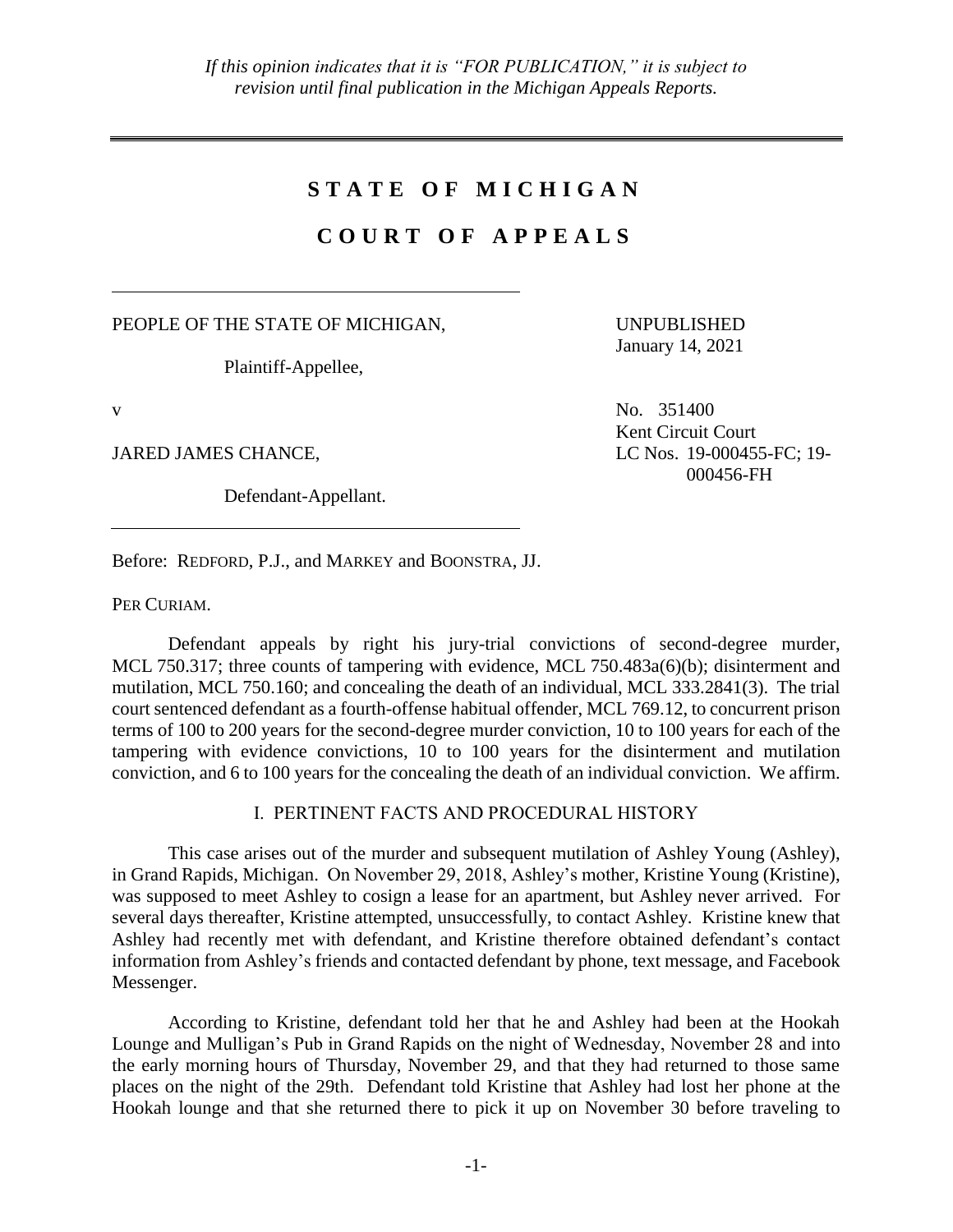*If this opinion indicates that it is "FOR PUBLICATION," it is subject to revision until final publication in the Michigan Appeals Reports.*

---

# STATE OF MICHIGAN

# COURT OF APPEALS

---

PEOPLE OF THE STATE OF MICHIGAN,

Plaintiff-Appellee,

v

JARED JAMES CHANCE,

Defendant-Appellant.

---

UNPUBLISHED
January 14, 2021

No. 351400
Kent Circuit Court
LC Nos. 19-000455-FC; 19-000456-FH

Before: REDFORD, P.J., and MARKEY and BOONSTRA, JJ.

PER CURIAM.

Defendant appeals by right his jury-trial convictions of second-degree murder, MCL 750.317; three counts of tampering with evidence, MCL 750.483a(6)(b); disinterment and mutilation, MCL 750.160; and concealing the death of an individual, MCL 333.2841(3). The trial court sentenced defendant as a fourth-offense habitual offender, MCL 769.12, to concurrent prison terms of 100 to 200 years for the second-degree murder conviction, 10 to 100 years for each of the tampering with evidence convictions, 10 to 100 years for the disinterment and mutilation conviction, and 6 to 100 years for the concealing the death of an individual conviction. We affirm.

## I. PERTINENT FACTS AND PROCEDURAL HISTORY

This case arises out of the murder and subsequent mutilation of Ashley Young (Ashley), in Grand Rapids, Michigan. On November 29, 2018, Ashley's mother, Kristine Young (Kristine), was supposed to meet Ashley to cosign a lease for an apartment, but Ashley never arrived. For several days thereafter, Kristine attempted, unsuccessfully, to contact Ashley. Kristine knew that Ashley had recently met with defendant, and Kristine therefore obtained defendant's contact information from Ashley's friends and contacted defendant by phone, text message, and Facebook Messenger.

According to Kristine, defendant told her that he and Ashley had been at the Hookah Lounge and Mulligan's Pub in Grand Rapids on the night of Wednesday, November 28 and into the early morning hours of Thursday, November 29, and that they had returned to those same places on the night of the 29th. Defendant told Kristine that Ashley had lost her phone at the Hookah lounge and that she returned there to pick it up on November 30 before traveling to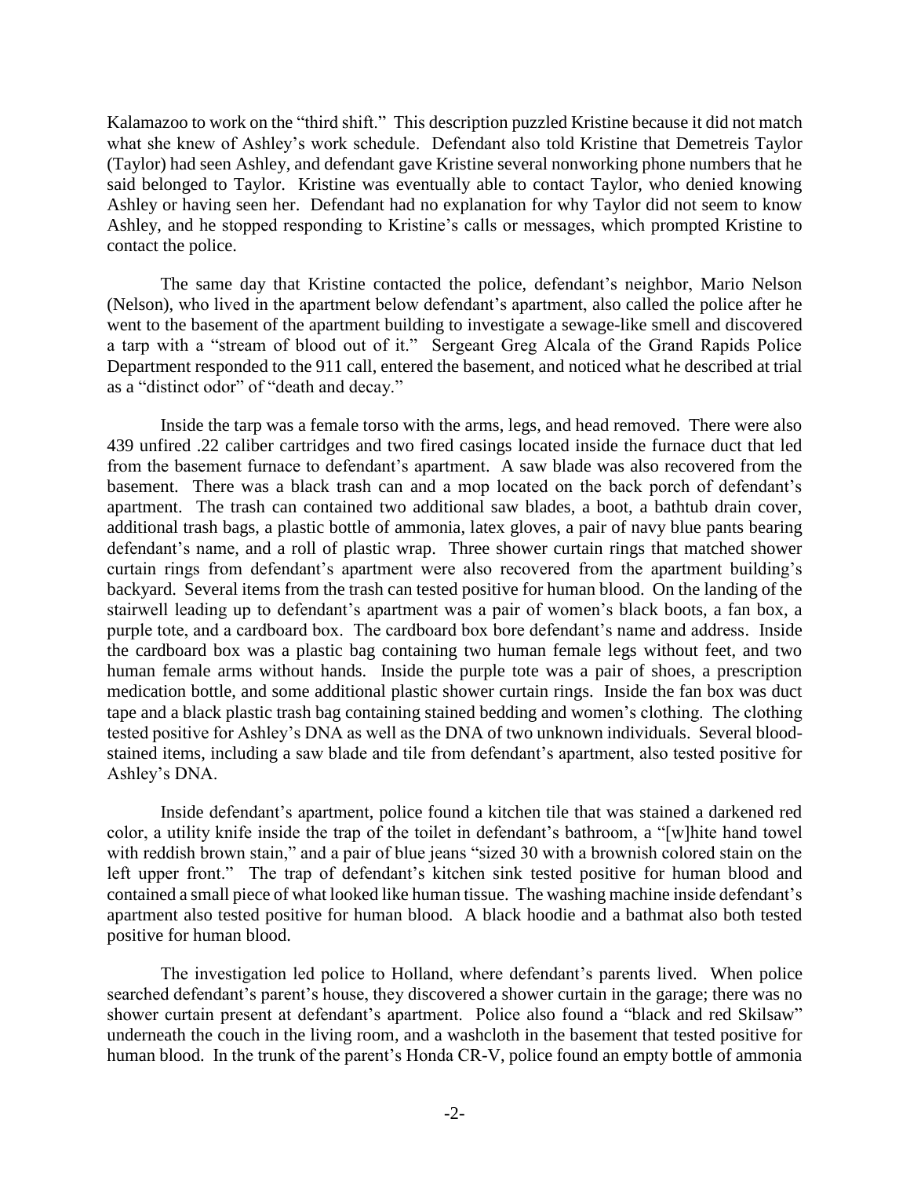Kalamazoo to work on the "third shift." This description puzzled Kristine because it did not match what she knew of Ashley's work schedule. Defendant also told Kristine that Demetreis Taylor (Taylor) had seen Ashley, and defendant gave Kristine several nonworking phone numbers that he said belonged to Taylor. Kristine was eventually able to contact Taylor, who denied knowing Ashley or having seen her. Defendant had no explanation for why Taylor did not seem to know Ashley, and he stopped responding to Kristine's calls or messages, which prompted Kristine to contact the police.

The same day that Kristine contacted the police, defendant's neighbor, Mario Nelson (Nelson), who lived in the apartment below defendant's apartment, also called the police after he went to the basement of the apartment building to investigate a sewage-like smell and discovered a tarp with a "stream of blood out of it." Sergeant Greg Alcala of the Grand Rapids Police Department responded to the 911 call, entered the basement, and noticed what he described at trial as a "distinct odor" of "death and decay."

Inside the tarp was a female torso with the arms, legs, and head removed. There were also 439 unfired .22 caliber cartridges and two fired casings located inside the furnace duct that led from the basement furnace to defendant's apartment. A saw blade was also recovered from the basement. There was a black trash can and a mop located on the back porch of defendant's apartment. The trash can contained two additional saw blades, a boot, a bathtub drain cover, additional trash bags, a plastic bottle of ammonia, latex gloves, a pair of navy blue pants bearing defendant's name, and a roll of plastic wrap. Three shower curtain rings that matched shower curtain rings from defendant's apartment were also recovered from the apartment building's backyard. Several items from the trash can tested positive for human blood. On the landing of the stairwell leading up to defendant's apartment was a pair of women's black boots, a fan box, a purple tote, and a cardboard box. The cardboard box bore defendant's name and address. Inside the cardboard box was a plastic bag containing two human female legs without feet, and two human female arms without hands. Inside the purple tote was a pair of shoes, a prescription medication bottle, and some additional plastic shower curtain rings. Inside the fan box was duct tape and a black plastic trash bag containing stained bedding and women's clothing. The clothing tested positive for Ashley's DNA as well as the DNA of two unknown individuals. Several blood-stained items, including a saw blade and tile from defendant's apartment, also tested positive for Ashley's DNA.

Inside defendant's apartment, police found a kitchen tile that was stained a darkened red color, a utility knife inside the trap of the toilet in defendant's bathroom, a "[w]hite hand towel with reddish brown stain," and a pair of blue jeans "sized 30 with a brownish colored stain on the left upper front." The trap of defendant's kitchen sink tested positive for human blood and contained a small piece of what looked like human tissue. The washing machine inside defendant's apartment also tested positive for human blood. A black hoodie and a bathmat also both tested positive for human blood.

The investigation led police to Holland, where defendant's parents lived. When police searched defendant's parent's house, they discovered a shower curtain in the garage; there was no shower curtain present at defendant's apartment. Police also found a "black and red Skilsaw" underneath the couch in the living room, and a washcloth in the basement that tested positive for human blood. In the trunk of the parent's Honda CR-V, police found an empty bottle of ammonia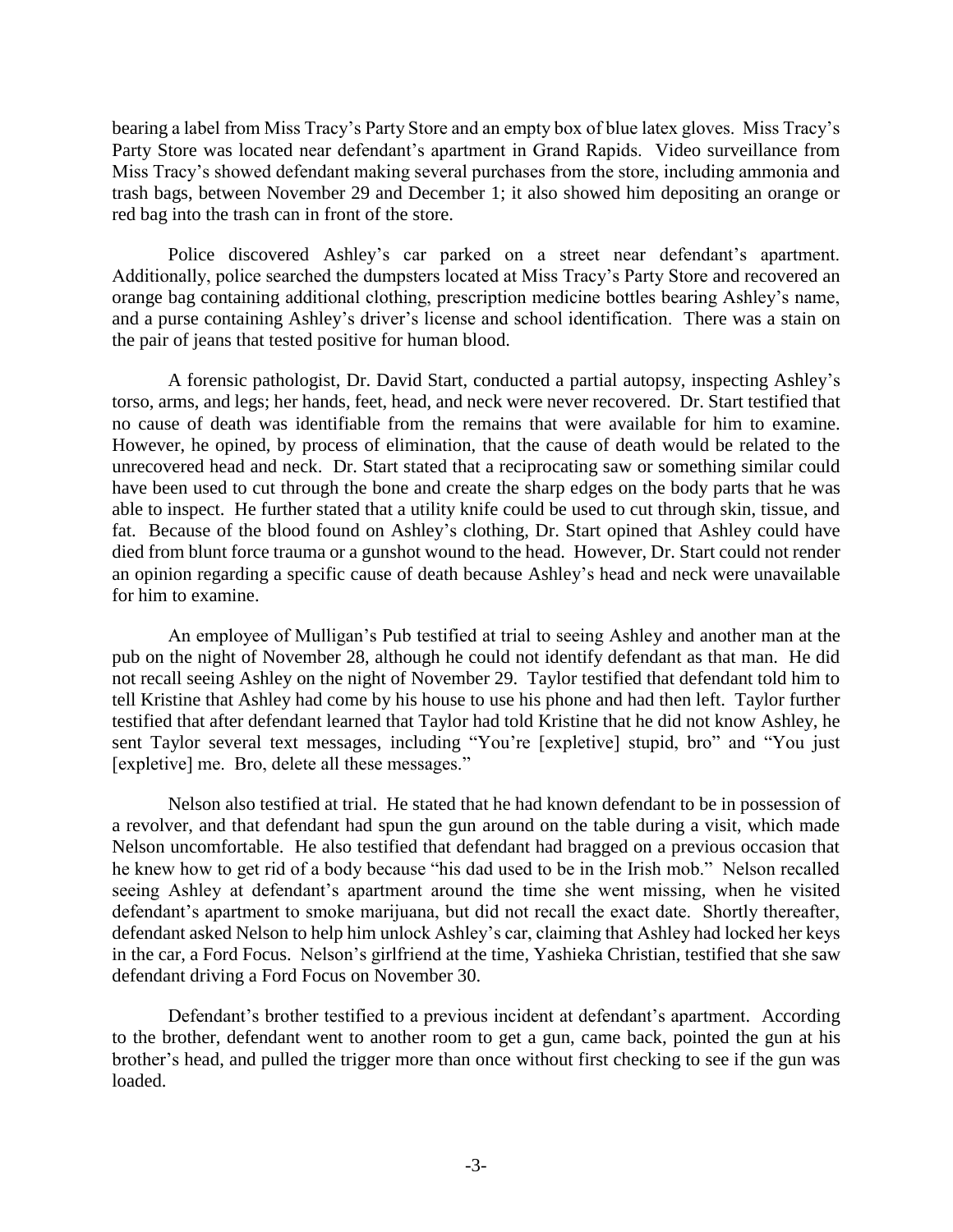bearing a label from Miss Tracy's Party Store and an empty box of blue latex gloves. Miss Tracy's Party Store was located near defendant's apartment in Grand Rapids. Video surveillance from Miss Tracy's showed defendant making several purchases from the store, including ammonia and trash bags, between November 29 and December 1; it also showed him depositing an orange or red bag into the trash can in front of the store.

Police discovered Ashley's car parked on a street near defendant's apartment. Additionally, police searched the dumpsters located at Miss Tracy's Party Store and recovered an orange bag containing additional clothing, prescription medicine bottles bearing Ashley's name, and a purse containing Ashley's driver's license and school identification. There was a stain on the pair of jeans that tested positive for human blood.

A forensic pathologist, Dr. David Start, conducted a partial autopsy, inspecting Ashley's torso, arms, and legs; her hands, feet, head, and neck were never recovered. Dr. Start testified that no cause of death was identifiable from the remains that were available for him to examine. However, he opined, by process of elimination, that the cause of death would be related to the unrecovered head and neck. Dr. Start stated that a reciprocating saw or something similar could have been used to cut through the bone and create the sharp edges on the body parts that he was able to inspect. He further stated that a utility knife could be used to cut through skin, tissue, and fat. Because of the blood found on Ashley's clothing, Dr. Start opined that Ashley could have died from blunt force trauma or a gunshot wound to the head. However, Dr. Start could not render an opinion regarding a specific cause of death because Ashley's head and neck were unavailable for him to examine.

An employee of Mulligan's Pub testified at trial to seeing Ashley and another man at the pub on the night of November 28, although he could not identify defendant as that man. He did not recall seeing Ashley on the night of November 29. Taylor testified that defendant told him to tell Kristine that Ashley had come by his house to use his phone and had then left. Taylor further testified that after defendant learned that Taylor had told Kristine that he did not know Ashley, he sent Taylor several text messages, including "You're [expletive] stupid, bro" and "You just [expletive] me. Bro, delete all these messages."

Nelson also testified at trial. He stated that he had known defendant to be in possession of a revolver, and that defendant had spun the gun around on the table during a visit, which made Nelson uncomfortable. He also testified that defendant had bragged on a previous occasion that he knew how to get rid of a body because "his dad used to be in the Irish mob." Nelson recalled seeing Ashley at defendant's apartment around the time she went missing, when he visited defendant's apartment to smoke marijuana, but did not recall the exact date. Shortly thereafter, defendant asked Nelson to help him unlock Ashley's car, claiming that Ashley had locked her keys in the car, a Ford Focus. Nelson's girlfriend at the time, Yashieka Christian, testified that she saw defendant driving a Ford Focus on November 30.

Defendant's brother testified to a previous incident at defendant's apartment. According to the brother, defendant went to another room to get a gun, came back, pointed the gun at his brother's head, and pulled the trigger more than once without first checking to see if the gun was loaded.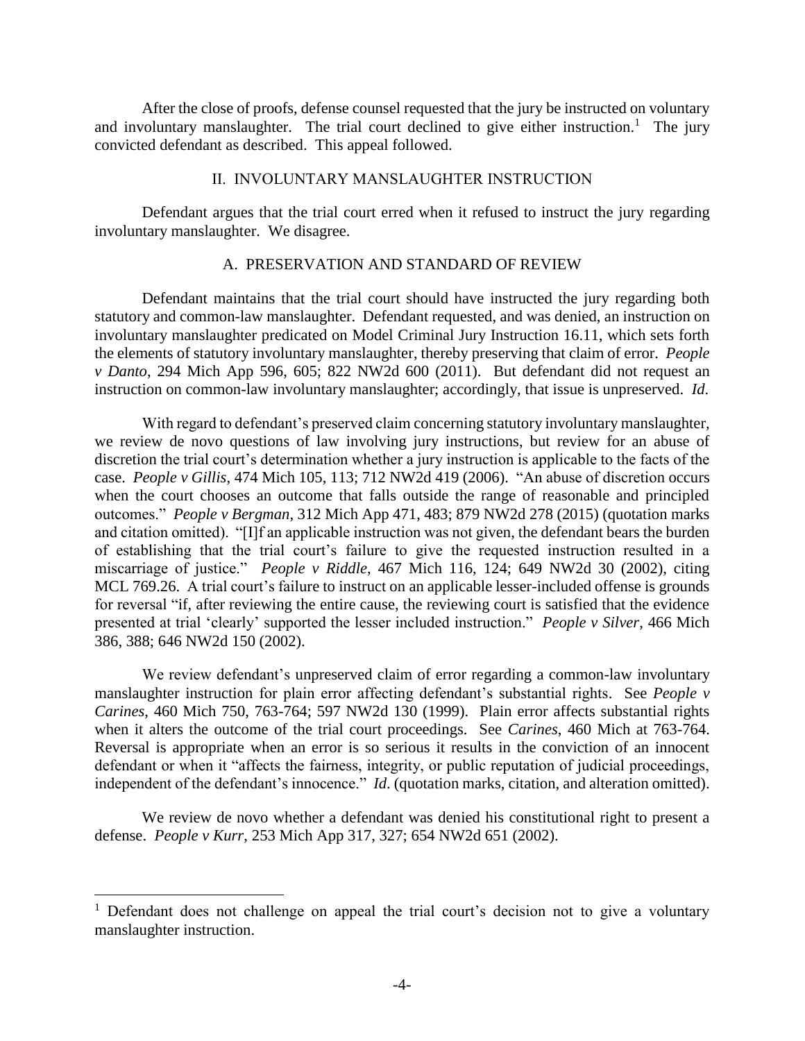After the close of proofs, defense counsel requested that the jury be instructed on voluntary and involuntary manslaughter. The trial court declined to give either instruction.[1] The jury convicted defendant as described. This appeal followed.

## II. INVOLUNTARY MANSLAUGHTER INSTRUCTION

Defendant argues that the trial court erred when it refused to instruct the jury regarding involuntary manslaughter. We disagree.

### A. PRESERVATION AND STANDARD OF REVIEW

Defendant maintains that the trial court should have instructed the jury regarding both statutory and common-law manslaughter. Defendant requested, and was denied, an instruction on involuntary manslaughter predicated on Model Criminal Jury Instruction 16.11, which sets forth the elements of statutory involuntary manslaughter, thereby preserving that claim of error. *People v Danto*, 294 Mich App 596, 605; 822 NW2d 600 (2011). But defendant did not request an instruction on common-law involuntary manslaughter; accordingly, that issue is unpreserved. *Id.*

With regard to defendant's preserved claim concerning statutory involuntary manslaughter, we review de novo questions of law involving jury instructions, but review for an abuse of discretion the trial court's determination whether a jury instruction is applicable to the facts of the case. *People v Gillis*, 474 Mich 105, 113; 712 NW2d 419 (2006). "An abuse of discretion occurs when the court chooses an outcome that falls outside the range of reasonable and principled outcomes." *People v Bergman*, 312 Mich App 471, 483; 879 NW2d 278 (2015) (quotation marks and citation omitted). "[I]f an applicable instruction was not given, the defendant bears the burden of establishing that the trial court's failure to give the requested instruction resulted in a miscarriage of justice." *People v Riddle*, 467 Mich 116, 124; 649 NW2d 30 (2002), citing MCL 769.26. A trial court's failure to instruct on an applicable lesser-included offense is grounds for reversal "if, after reviewing the entire cause, the reviewing court is satisfied that the evidence presented at trial 'clearly' supported the lesser included instruction." *People v Silver*, 466 Mich 386, 388; 646 NW2d 150 (2002).

We review defendant's unpreserved claim of error regarding a common-law involuntary manslaughter instruction for plain error affecting defendant's substantial rights. See *People v Carines*, 460 Mich 750, 763-764; 597 NW2d 130 (1999). Plain error affects substantial rights when it alters the outcome of the trial court proceedings. See *Carines*, 460 Mich at 763-764. Reversal is appropriate when an error is so serious it results in the conviction of an innocent defendant or when it "affects the fairness, integrity, or public reputation of judicial proceedings, independent of the defendant's innocence." *Id.* (quotation marks, citation, and alteration omitted).

We review de novo whether a defendant was denied his constitutional right to present a defense. *People v Kurr*, 253 Mich App 317, 327; 654 NW2d 651 (2002).

---

[1] Defendant does not challenge on appeal the trial court's decision not to give a voluntary manslaughter instruction.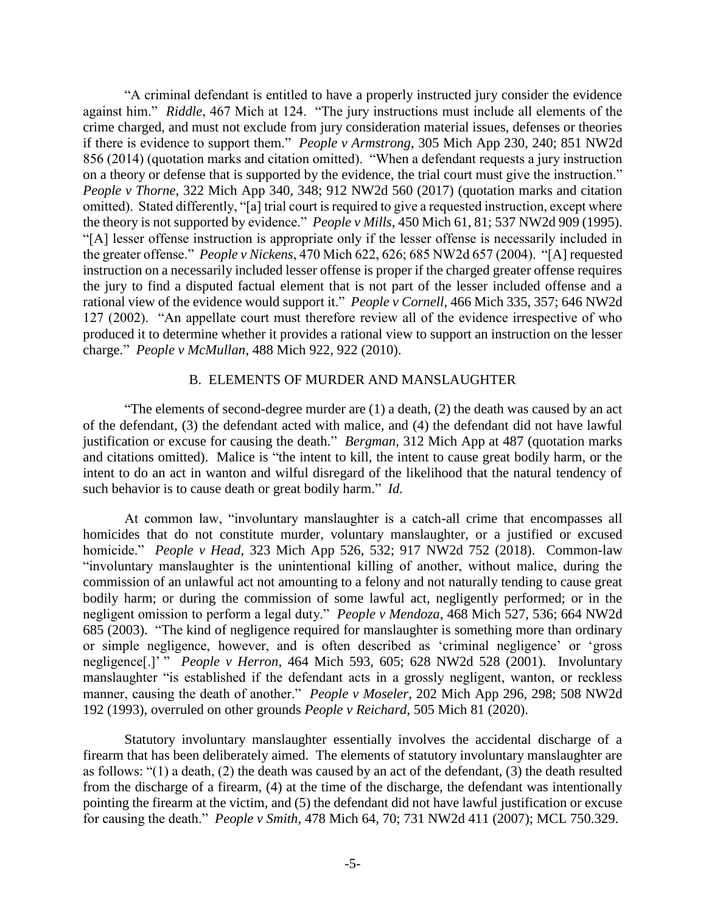"A criminal defendant is entitled to have a properly instructed jury consider the evidence against him." *Riddle*, 467 Mich at 124. "The jury instructions must include all elements of the crime charged, and must not exclude from jury consideration material issues, defenses or theories if there is evidence to support them." *People v Armstrong*, 305 Mich App 230, 240; 851 NW2d 856 (2014) (quotation marks and citation omitted). "When a defendant requests a jury instruction on a theory or defense that is supported by the evidence, the trial court must give the instruction." *People v Thorne*, 322 Mich App 340, 348; 912 NW2d 560 (2017) (quotation marks and citation omitted). Stated differently, "[a] trial court is required to give a requested instruction, except where the theory is not supported by evidence." *People v Mills*, 450 Mich 61, 81; 537 NW2d 909 (1995). "[A] lesser offense instruction is appropriate only if the lesser offense is necessarily included in the greater offense." *People v Nickens*, 470 Mich 622, 626; 685 NW2d 657 (2004). "[A] requested instruction on a necessarily included lesser offense is proper if the charged greater offense requires the jury to find a disputed factual element that is not part of the lesser included offense and a rational view of the evidence would support it." *People v Cornell*, 466 Mich 335, 357; 646 NW2d 127 (2002). "An appellate court must therefore review all of the evidence irrespective of who produced it to determine whether it provides a rational view to support an instruction on the lesser charge." *People v McMullan*, 488 Mich 922, 922 (2010).

## B. ELEMENTS OF MURDER AND MANSLAUGHTER

"The elements of second-degree murder are (1) a death, (2) the death was caused by an act of the defendant, (3) the defendant acted with malice, and (4) the defendant did not have lawful justification or excuse for causing the death." *Bergman*, 312 Mich App at 487 (quotation marks and citations omitted). Malice is "the intent to kill, the intent to cause great bodily harm, or the intent to do an act in wanton and wilful disregard of the likelihood that the natural tendency of such behavior is to cause death or great bodily harm." *Id.*

At common law, "involuntary manslaughter is a catch-all crime that encompasses all homicides that do not constitute murder, voluntary manslaughter, or a justified or excused homicide." *People v Head*, 323 Mich App 526, 532; 917 NW2d 752 (2018). Common-law "involuntary manslaughter is the unintentional killing of another, without malice, during the commission of an unlawful act not amounting to a felony and not naturally tending to cause great bodily harm; or during the commission of some lawful act, negligently performed; or in the negligent omission to perform a legal duty." *People v Mendoza*, 468 Mich 527, 536; 664 NW2d 685 (2003). "The kind of negligence required for manslaughter is something more than ordinary or simple negligence, however, and is often described as 'criminal negligence' or 'gross negligence[.]' " *People v Herron*, 464 Mich 593, 605; 628 NW2d 528 (2001). Involuntary manslaughter "is established if the defendant acts in a grossly negligent, wanton, or reckless manner, causing the death of another." *People v Moseler*, 202 Mich App 296, 298; 508 NW2d 192 (1993), overruled on other grounds *People v Reichard*, 505 Mich 81 (2020).

Statutory involuntary manslaughter essentially involves the accidental discharge of a firearm that has been deliberately aimed. The elements of statutory involuntary manslaughter are as follows: "(1) a death, (2) the death was caused by an act of the defendant, (3) the death resulted from the discharge of a firearm, (4) at the time of the discharge, the defendant was intentionally pointing the firearm at the victim, and (5) the defendant did not have lawful justification or excuse for causing the death." *People v Smith*, 478 Mich 64, 70; 731 NW2d 411 (2007); MCL 750.329.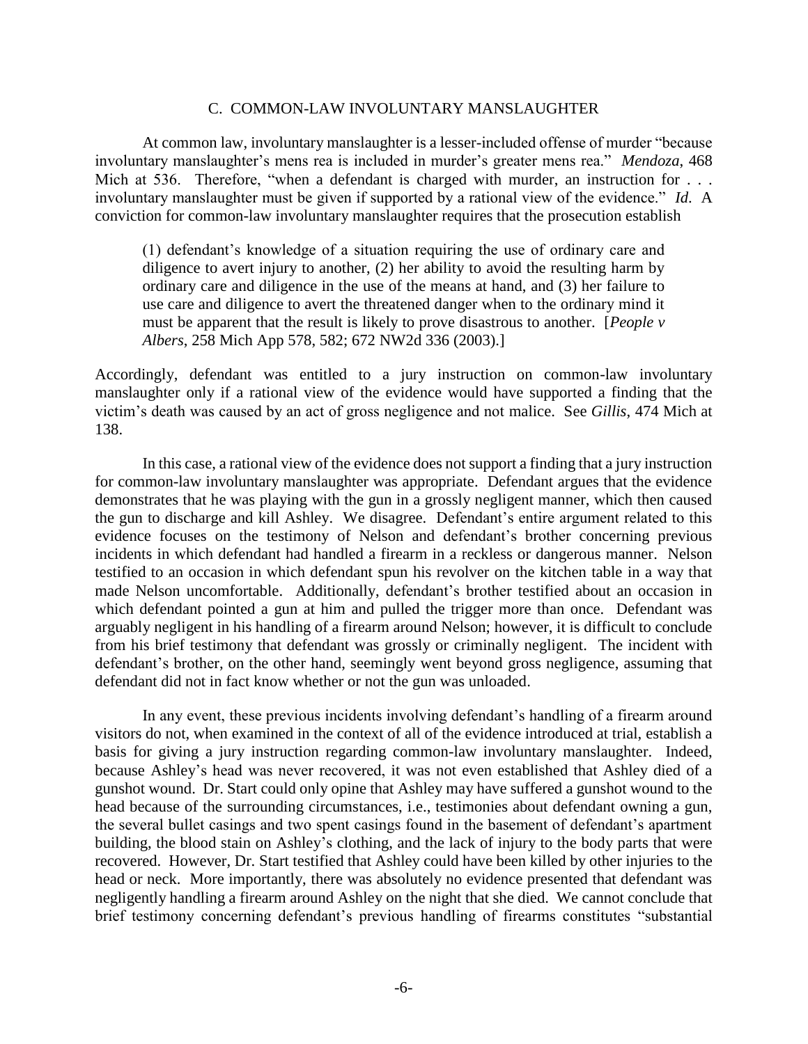### C. COMMON-LAW INVOLUNTARY MANSLAUGHTER

At common law, involuntary manslaughter is a lesser-included offense of murder "because involuntary manslaughter's mens rea is included in murder's greater mens rea." *Mendoza*, 468 Mich at 536. Therefore, "when a defendant is charged with murder, an instruction for . . . involuntary manslaughter must be given if supported by a rational view of the evidence." *Id*. A conviction for common-law involuntary manslaughter requires that the prosecution establish

> (1) defendant's knowledge of a situation requiring the use of ordinary care and diligence to avert injury to another, (2) her ability to avoid the resulting harm by ordinary care and diligence in the use of the means at hand, and (3) her failure to use care and diligence to avert the threatened danger when to the ordinary mind it must be apparent that the result is likely to prove disastrous to another. [*People v Albers*, 258 Mich App 578, 582; 672 NW2d 336 (2003).]

Accordingly, defendant was entitled to a jury instruction on common-law involuntary manslaughter only if a rational view of the evidence would have supported a finding that the victim's death was caused by an act of gross negligence and not malice. See *Gillis*, 474 Mich at 138.

In this case, a rational view of the evidence does not support a finding that a jury instruction for common-law involuntary manslaughter was appropriate. Defendant argues that the evidence demonstrates that he was playing with the gun in a grossly negligent manner, which then caused the gun to discharge and kill Ashley. We disagree. Defendant's entire argument related to this evidence focuses on the testimony of Nelson and defendant's brother concerning previous incidents in which defendant had handled a firearm in a reckless or dangerous manner. Nelson testified to an occasion in which defendant spun his revolver on the kitchen table in a way that made Nelson uncomfortable. Additionally, defendant's brother testified about an occasion in which defendant pointed a gun at him and pulled the trigger more than once. Defendant was arguably negligent in his handling of a firearm around Nelson; however, it is difficult to conclude from his brief testimony that defendant was grossly or criminally negligent. The incident with defendant's brother, on the other hand, seemingly went beyond gross negligence, assuming that defendant did not in fact know whether or not the gun was unloaded.

In any event, these previous incidents involving defendant's handling of a firearm around visitors do not, when examined in the context of all of the evidence introduced at trial, establish a basis for giving a jury instruction regarding common-law involuntary manslaughter. Indeed, because Ashley's head was never recovered, it was not even established that Ashley died of a gunshot wound. Dr. Start could only opine that Ashley may have suffered a gunshot wound to the head because of the surrounding circumstances, i.e., testimonies about defendant owning a gun, the several bullet casings and two spent casings found in the basement of defendant's apartment building, the blood stain on Ashley's clothing, and the lack of injury to the body parts that were recovered. However, Dr. Start testified that Ashley could have been killed by other injuries to the head or neck. More importantly, there was absolutely no evidence presented that defendant was negligently handling a firearm around Ashley on the night that she died. We cannot conclude that brief testimony concerning defendant's previous handling of firearms constitutes "substantial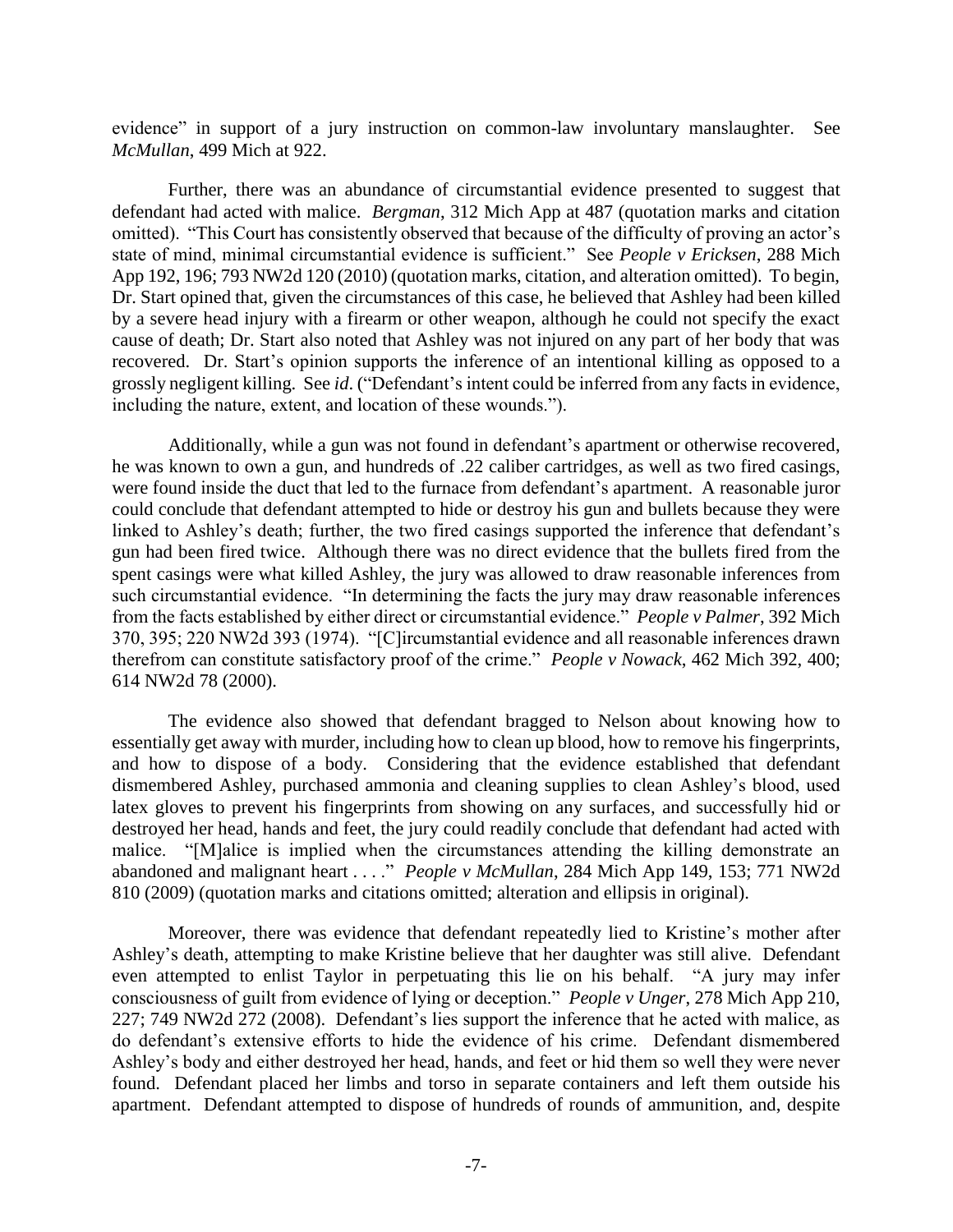evidence" in support of a jury instruction on common-law involuntary manslaughter. See *McMullan*, 499 Mich at 922.

Further, there was an abundance of circumstantial evidence presented to suggest that defendant had acted with malice. *Bergman*, 312 Mich App at 487 (quotation marks and citation omitted). "This Court has consistently observed that because of the difficulty of proving an actor's state of mind, minimal circumstantial evidence is sufficient." See *People v Ericksen*, 288 Mich App 192, 196; 793 NW2d 120 (2010) (quotation marks, citation, and alteration omitted). To begin, Dr. Start opined that, given the circumstances of this case, he believed that Ashley had been killed by a severe head injury with a firearm or other weapon, although he could not specify the exact cause of death; Dr. Start also noted that Ashley was not injured on any part of her body that was recovered. Dr. Start's opinion supports the inference of an intentional killing as opposed to a grossly negligent killing. See *id*. ("Defendant's intent could be inferred from any facts in evidence, including the nature, extent, and location of these wounds.").

Additionally, while a gun was not found in defendant's apartment or otherwise recovered, he was known to own a gun, and hundreds of .22 caliber cartridges, as well as two fired casings, were found inside the duct that led to the furnace from defendant's apartment. A reasonable juror could conclude that defendant attempted to hide or destroy his gun and bullets because they were linked to Ashley's death; further, the two fired casings supported the inference that defendant's gun had been fired twice. Although there was no direct evidence that the bullets fired from the spent casings were what killed Ashley, the jury was allowed to draw reasonable inferences from such circumstantial evidence. "In determining the facts the jury may draw reasonable inferences from the facts established by either direct or circumstantial evidence." *People v Palmer*, 392 Mich 370, 395; 220 NW2d 393 (1974). "[C]ircumstantial evidence and all reasonable inferences drawn therefrom can constitute satisfactory proof of the crime." *People v Nowack*, 462 Mich 392, 400; 614 NW2d 78 (2000).

The evidence also showed that defendant bragged to Nelson about knowing how to essentially get away with murder, including how to clean up blood, how to remove his fingerprints, and how to dispose of a body. Considering that the evidence established that defendant dismembered Ashley, purchased ammonia and cleaning supplies to clean Ashley's blood, used latex gloves to prevent his fingerprints from showing on any surfaces, and successfully hid or destroyed her head, hands and feet, the jury could readily conclude that defendant had acted with malice. "[M]alice is implied when the circumstances attending the killing demonstrate an abandoned and malignant heart . . . ." *People v McMullan*, 284 Mich App 149, 153; 771 NW2d 810 (2009) (quotation marks and citations omitted; alteration and ellipsis in original).

Moreover, there was evidence that defendant repeatedly lied to Kristine's mother after Ashley's death, attempting to make Kristine believe that her daughter was still alive. Defendant even attempted to enlist Taylor in perpetuating this lie on his behalf. "A jury may infer consciousness of guilt from evidence of lying or deception." *People v Unger*, 278 Mich App 210, 227; 749 NW2d 272 (2008). Defendant's lies support the inference that he acted with malice, as do defendant's extensive efforts to hide the evidence of his crime. Defendant dismembered Ashley's body and either destroyed her head, hands, and feet or hid them so well they were never found. Defendant placed her limbs and torso in separate containers and left them outside his apartment. Defendant attempted to dispose of hundreds of rounds of ammunition, and, despite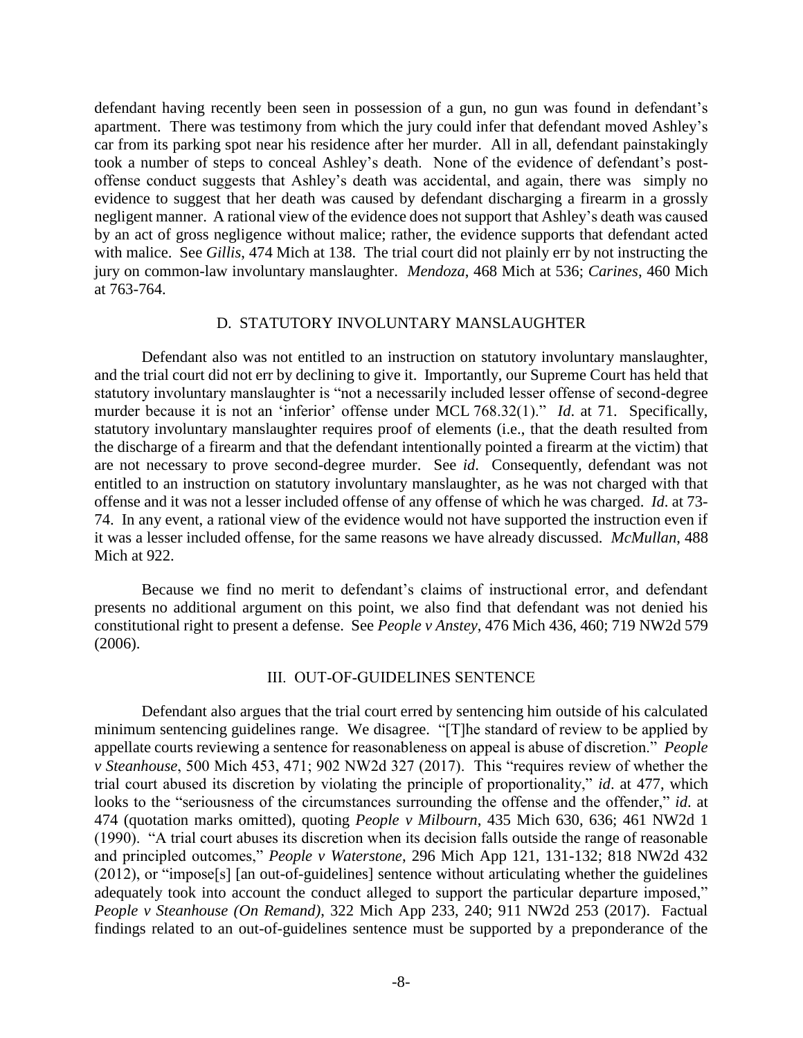defendant having recently been seen in possession of a gun, no gun was found in defendant's apartment. There was testimony from which the jury could infer that defendant moved Ashley's car from its parking spot near his residence after her murder. All in all, defendant painstakingly took a number of steps to conceal Ashley's death. None of the evidence of defendant's post-offense conduct suggests that Ashley's death was accidental, and again, there was simply no evidence to suggest that her death was caused by defendant discharging a firearm in a grossly negligent manner. A rational view of the evidence does not support that Ashley's death was caused by an act of gross negligence without malice; rather, the evidence supports that defendant acted with malice. See *Gillis*, 474 Mich at 138. The trial court did not plainly err by not instructing the jury on common-law involuntary manslaughter. *Mendoza*, 468 Mich at 536; *Carines*, 460 Mich at 763-764.

### D. STATUTORY INVOLUNTARY MANSLAUGHTER

Defendant also was not entitled to an instruction on statutory involuntary manslaughter, and the trial court did not err by declining to give it. Importantly, our Supreme Court has held that statutory involuntary manslaughter is "not a necessarily included lesser offense of second-degree murder because it is not an 'inferior' offense under MCL 768.32(1)." *Id*. at 71. Specifically, statutory involuntary manslaughter requires proof of elements (i.e., that the death resulted from the discharge of a firearm and that the defendant intentionally pointed a firearm at the victim) that are not necessary to prove second-degree murder. See *id*. Consequently, defendant was not entitled to an instruction on statutory involuntary manslaughter, as he was not charged with that offense and it was not a lesser included offense of any offense of which he was charged. *Id*. at 73-74. In any event, a rational view of the evidence would not have supported the instruction even if it was a lesser included offense, for the same reasons we have already discussed. *McMullan*, 488 Mich at 922.

Because we find no merit to defendant's claims of instructional error, and defendant presents no additional argument on this point, we also find that defendant was not denied his constitutional right to present a defense. See *People v Anstey*, 476 Mich 436, 460; 719 NW2d 579 (2006).

## III. OUT-OF-GUIDELINES SENTENCE

Defendant also argues that the trial court erred by sentencing him outside of his calculated minimum sentencing guidelines range. We disagree. "[T]he standard of review to be applied by appellate courts reviewing a sentence for reasonableness on appeal is abuse of discretion." *People v Steanhouse*, 500 Mich 453, 471; 902 NW2d 327 (2017). This "requires review of whether the trial court abused its discretion by violating the principle of proportionality," *id*. at 477, which looks to the "seriousness of the circumstances surrounding the offense and the offender," *id*. at 474 (quotation marks omitted), quoting *People v Milbourn*, 435 Mich 630, 636; 461 NW2d 1 (1990). "A trial court abuses its discretion when its decision falls outside the range of reasonable and principled outcomes," *People v Waterstone*, 296 Mich App 121, 131-132; 818 NW2d 432 (2012), or "impose[s] [an out-of-guidelines] sentence without articulating whether the guidelines adequately took into account the conduct alleged to support the particular departure imposed," *People v Steanhouse (On Remand)*, 322 Mich App 233, 240; 911 NW2d 253 (2017). Factual findings related to an out-of-guidelines sentence must be supported by a preponderance of the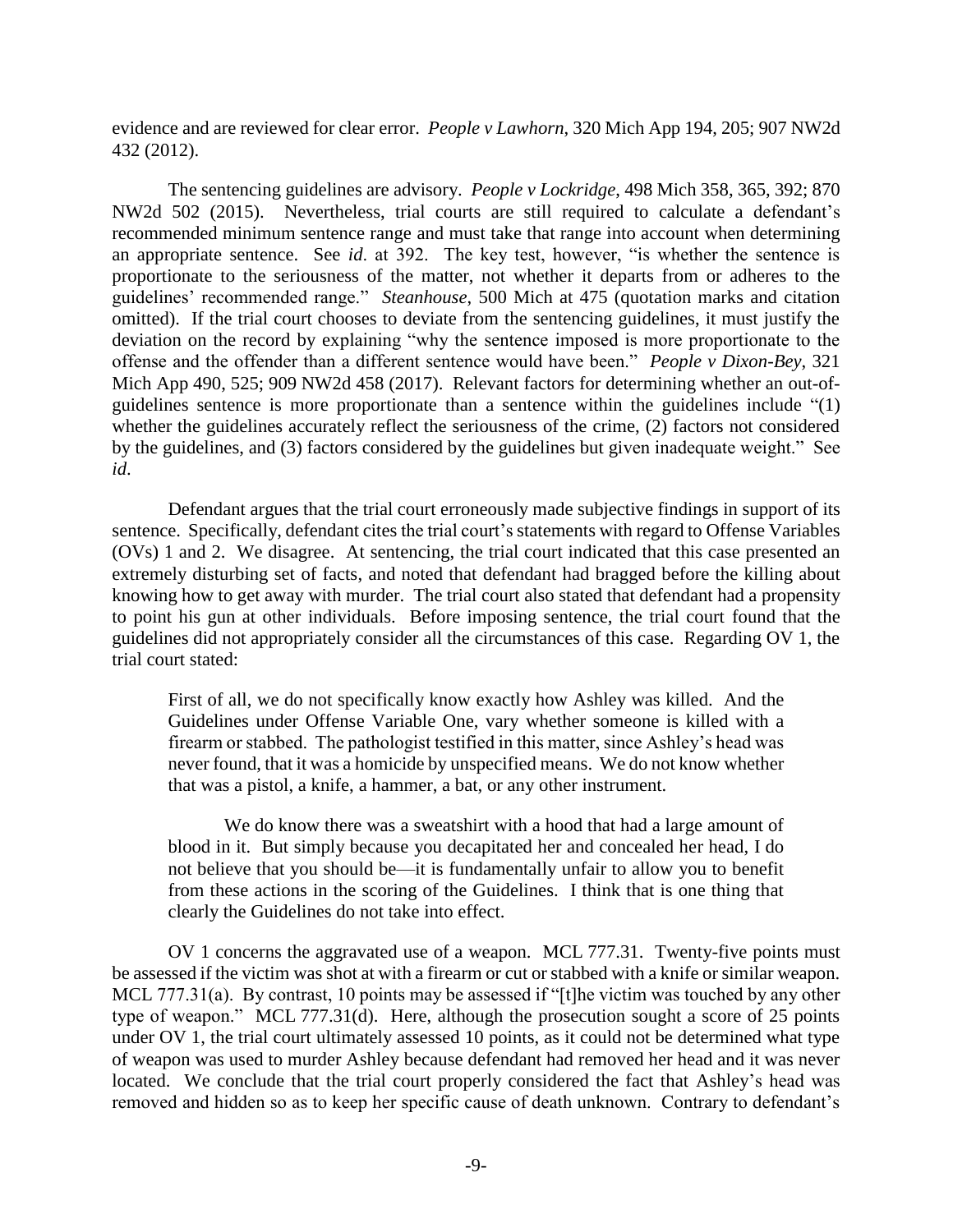evidence and are reviewed for clear error. *People v Lawhorn*, 320 Mich App 194, 205; 907 NW2d 432 (2012).

The sentencing guidelines are advisory. *People v Lockridge*, 498 Mich 358, 365, 392; 870 NW2d 502 (2015). Nevertheless, trial courts are still required to calculate a defendant's recommended minimum sentence range and must take that range into account when determining an appropriate sentence. See *id*. at 392. The key test, however, "is whether the sentence is proportionate to the seriousness of the matter, not whether it departs from or adheres to the guidelines' recommended range." *Steanhouse*, 500 Mich at 475 (quotation marks and citation omitted). If the trial court chooses to deviate from the sentencing guidelines, it must justify the deviation on the record by explaining "why the sentence imposed is more proportionate to the offense and the offender than a different sentence would have been." *People v Dixon-Bey*, 321 Mich App 490, 525; 909 NW2d 458 (2017). Relevant factors for determining whether an out-of-guidelines sentence is more proportionate than a sentence within the guidelines include "(1) whether the guidelines accurately reflect the seriousness of the crime, (2) factors not considered by the guidelines, and (3) factors considered by the guidelines but given inadequate weight." See *id*.

Defendant argues that the trial court erroneously made subjective findings in support of its sentence. Specifically, defendant cites the trial court's statements with regard to Offense Variables (OVs) 1 and 2. We disagree. At sentencing, the trial court indicated that this case presented an extremely disturbing set of facts, and noted that defendant had bragged before the killing about knowing how to get away with murder. The trial court also stated that defendant had a propensity to point his gun at other individuals. Before imposing sentence, the trial court found that the guidelines did not appropriately consider all the circumstances of this case. Regarding OV 1, the trial court stated:

> First of all, we do not specifically know exactly how Ashley was killed. And the Guidelines under Offense Variable One, vary whether someone is killed with a firearm or stabbed. The pathologist testified in this matter, since Ashley's head was never found, that it was a homicide by unspecified means. We do not know whether that was a pistol, a knife, a hammer, a bat, or any other instrument.
>
> We do know there was a sweatshirt with a hood that had a large amount of blood in it. But simply because you decapitated her and concealed her head, I do not believe that you should be—it is fundamentally unfair to allow you to benefit from these actions in the scoring of the Guidelines. I think that is one thing that clearly the Guidelines do not take into effect.

OV 1 concerns the aggravated use of a weapon. MCL 777.31. Twenty-five points must be assessed if the victim was shot at with a firearm or cut or stabbed with a knife or similar weapon. MCL 777.31(a). By contrast, 10 points may be assessed if "[t]he victim was touched by any other type of weapon." MCL 777.31(d). Here, although the prosecution sought a score of 25 points under OV 1, the trial court ultimately assessed 10 points, as it could not be determined what type of weapon was used to murder Ashley because defendant had removed her head and it was never located. We conclude that the trial court properly considered the fact that Ashley's head was removed and hidden so as to keep her specific cause of death unknown. Contrary to defendant's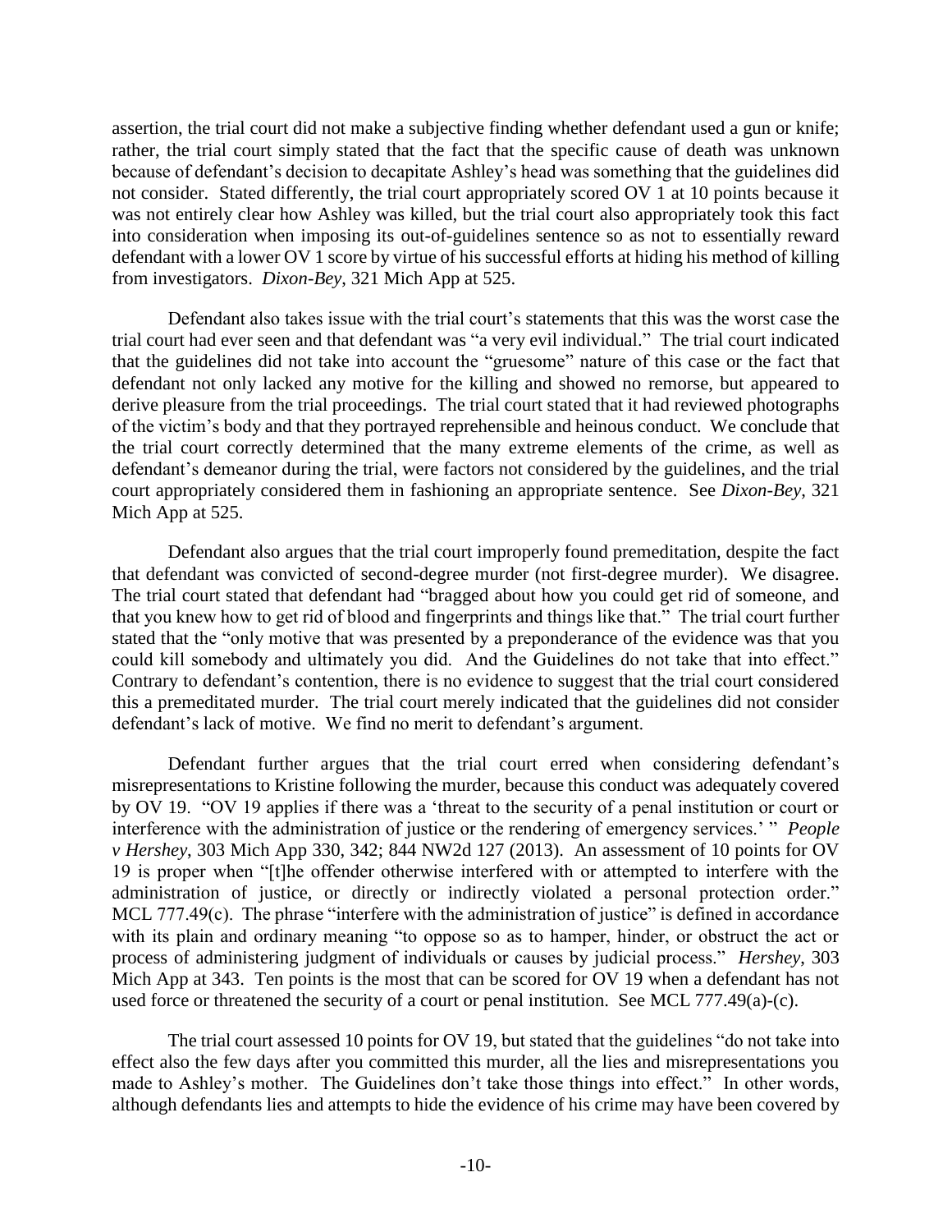assertion, the trial court did not make a subjective finding whether defendant used a gun or knife; rather, the trial court simply stated that the fact that the specific cause of death was unknown because of defendant's decision to decapitate Ashley's head was something that the guidelines did not consider. Stated differently, the trial court appropriately scored OV 1 at 10 points because it was not entirely clear how Ashley was killed, but the trial court also appropriately took this fact into consideration when imposing its out-of-guidelines sentence so as not to essentially reward defendant with a lower OV 1 score by virtue of his successful efforts at hiding his method of killing from investigators. *Dixon-Bey*, 321 Mich App at 525.

Defendant also takes issue with the trial court's statements that this was the worst case the trial court had ever seen and that defendant was "a very evil individual." The trial court indicated that the guidelines did not take into account the "gruesome" nature of this case or the fact that defendant not only lacked any motive for the killing and showed no remorse, but appeared to derive pleasure from the trial proceedings. The trial court stated that it had reviewed photographs of the victim's body and that they portrayed reprehensible and heinous conduct. We conclude that the trial court correctly determined that the many extreme elements of the crime, as well as defendant's demeanor during the trial, were factors not considered by the guidelines, and the trial court appropriately considered them in fashioning an appropriate sentence. See *Dixon-Bey*, 321 Mich App at 525.

Defendant also argues that the trial court improperly found premeditation, despite the fact that defendant was convicted of second-degree murder (not first-degree murder). We disagree. The trial court stated that defendant had "bragged about how you could get rid of someone, and that you knew how to get rid of blood and fingerprints and things like that." The trial court further stated that the "only motive that was presented by a preponderance of the evidence was that you could kill somebody and ultimately you did. And the Guidelines do not take that into effect." Contrary to defendant's contention, there is no evidence to suggest that the trial court considered this a premeditated murder. The trial court merely indicated that the guidelines did not consider defendant's lack of motive. We find no merit to defendant's argument.

Defendant further argues that the trial court erred when considering defendant's misrepresentations to Kristine following the murder, because this conduct was adequately covered by OV 19. "OV 19 applies if there was a 'threat to the security of a penal institution or court or interference with the administration of justice or the rendering of emergency services.' " *People v Hershey*, 303 Mich App 330, 342; 844 NW2d 127 (2013). An assessment of 10 points for OV 19 is proper when "[t]he offender otherwise interfered with or attempted to interfere with the administration of justice, or directly or indirectly violated a personal protection order." MCL 777.49(c). The phrase "interfere with the administration of justice" is defined in accordance with its plain and ordinary meaning "to oppose so as to hamper, hinder, or obstruct the act or process of administering judgment of individuals or causes by judicial process." *Hershey*, 303 Mich App at 343. Ten points is the most that can be scored for OV 19 when a defendant has not used force or threatened the security of a court or penal institution. See MCL 777.49(a)-(c).

The trial court assessed 10 points for OV 19, but stated that the guidelines "do not take into effect also the few days after you committed this murder, all the lies and misrepresentations you made to Ashley's mother. The Guidelines don't take those things into effect." In other words, although defendants lies and attempts to hide the evidence of his crime may have been covered by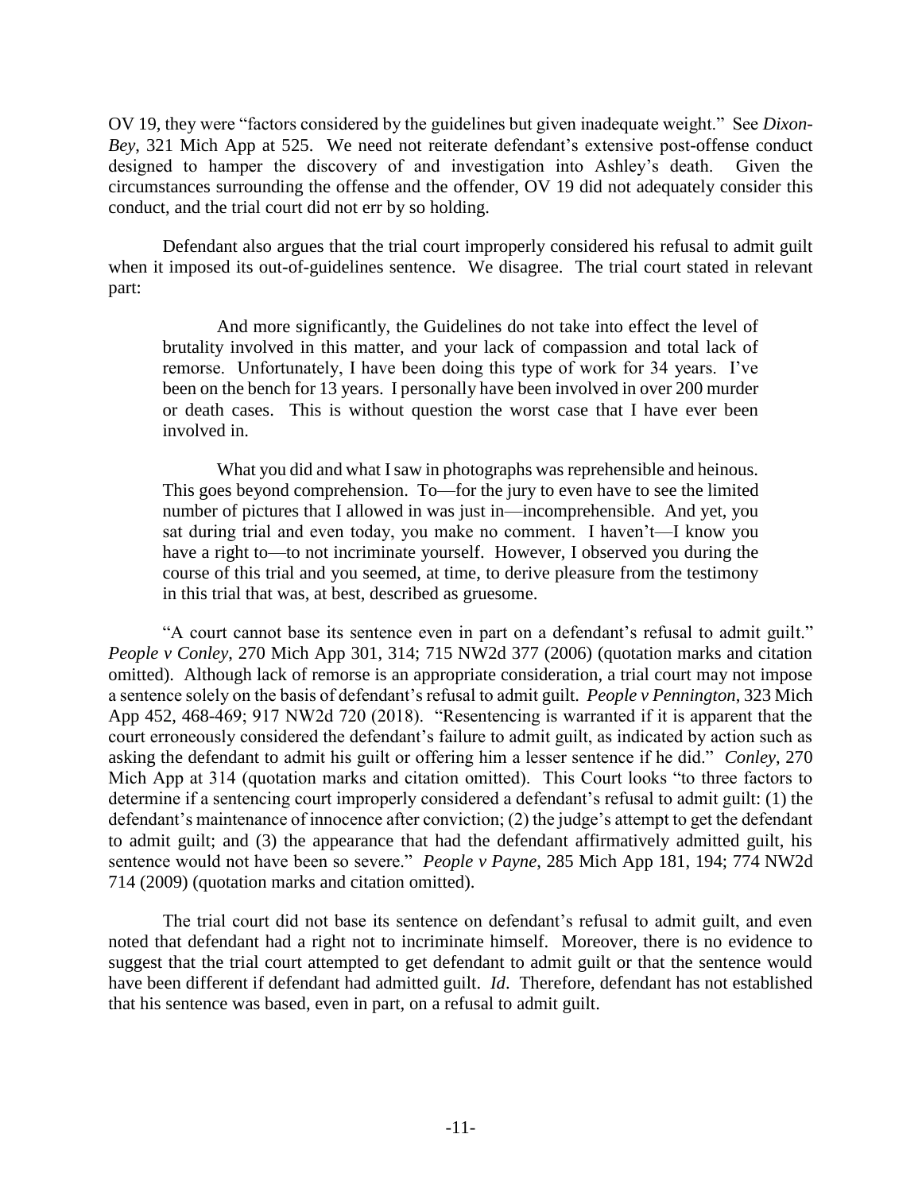OV 19, they were "factors considered by the guidelines but given inadequate weight." See *Dixon-Bey*, 321 Mich App at 525. We need not reiterate defendant's extensive post-offense conduct designed to hamper the discovery of and investigation into Ashley's death. Given the circumstances surrounding the offense and the offender, OV 19 did not adequately consider this conduct, and the trial court did not err by so holding.

Defendant also argues that the trial court improperly considered his refusal to admit guilt when it imposed its out-of-guidelines sentence. We disagree. The trial court stated in relevant part:

> And more significantly, the Guidelines do not take into effect the level of brutality involved in this matter, and your lack of compassion and total lack of remorse. Unfortunately, I have been doing this type of work for 34 years. I've been on the bench for 13 years. I personally have been involved in over 200 murder or death cases. This is without question the worst case that I have ever been involved in.
>
> What you did and what I saw in photographs was reprehensible and heinous. This goes beyond comprehension. To—for the jury to even have to see the limited number of pictures that I allowed in was just in—incomprehensible. And yet, you sat during trial and even today, you make no comment. I haven't—I know you have a right to—to not incriminate yourself. However, I observed you during the course of this trial and you seemed, at time, to derive pleasure from the testimony in this trial that was, at best, described as gruesome.

"A court cannot base its sentence even in part on a defendant's refusal to admit guilt." *People v Conley*, 270 Mich App 301, 314; 715 NW2d 377 (2006) (quotation marks and citation omitted). Although lack of remorse is an appropriate consideration, a trial court may not impose a sentence solely on the basis of defendant's refusal to admit guilt. *People v Pennington*, 323 Mich App 452, 468-469; 917 NW2d 720 (2018). "Resentencing is warranted if it is apparent that the court erroneously considered the defendant's failure to admit guilt, as indicated by action such as asking the defendant to admit his guilt or offering him a lesser sentence if he did." *Conley*, 270 Mich App at 314 (quotation marks and citation omitted). This Court looks "to three factors to determine if a sentencing court improperly considered a defendant's refusal to admit guilt: (1) the defendant's maintenance of innocence after conviction; (2) the judge's attempt to get the defendant to admit guilt; and (3) the appearance that had the defendant affirmatively admitted guilt, his sentence would not have been so severe." *People v Payne*, 285 Mich App 181, 194; 774 NW2d 714 (2009) (quotation marks and citation omitted).

The trial court did not base its sentence on defendant's refusal to admit guilt, and even noted that defendant had a right not to incriminate himself. Moreover, there is no evidence to suggest that the trial court attempted to get defendant to admit guilt or that the sentence would have been different if defendant had admitted guilt. *Id*. Therefore, defendant has not established that his sentence was based, even in part, on a refusal to admit guilt.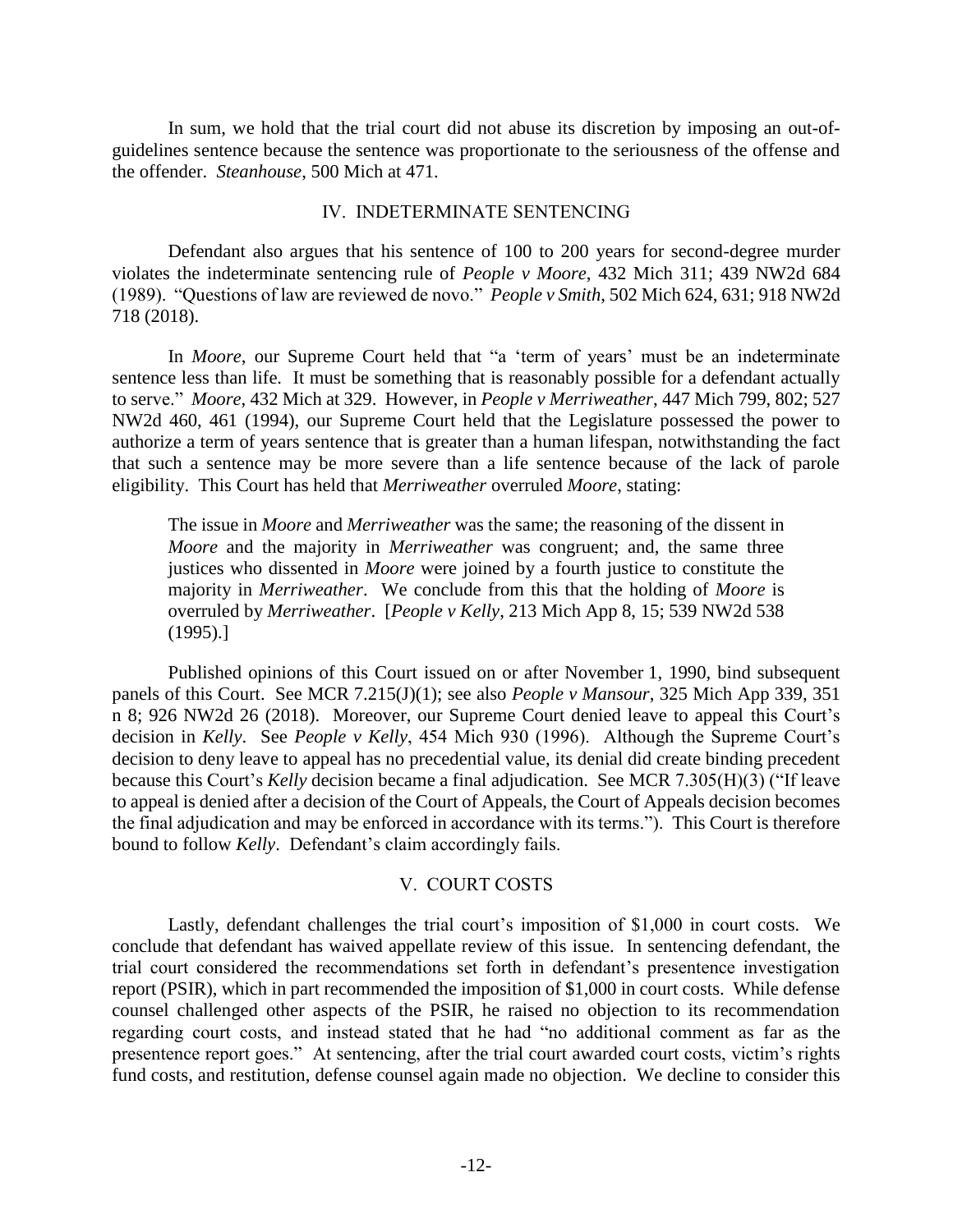In sum, we hold that the trial court did not abuse its discretion by imposing an out-of-guidelines sentence because the sentence was proportionate to the seriousness of the offense and the offender. *Steanhouse*, 500 Mich at 471.

## IV. INDETERMINATE SENTENCING

Defendant also argues that his sentence of 100 to 200 years for second-degree murder violates the indeterminate sentencing rule of *People v Moore*, 432 Mich 311; 439 NW2d 684 (1989). "Questions of law are reviewed de novo." *People v Smith*, 502 Mich 624, 631; 918 NW2d 718 (2018).

In *Moore*, our Supreme Court held that "a 'term of years' must be an indeterminate sentence less than life. It must be something that is reasonably possible for a defendant actually to serve." *Moore*, 432 Mich at 329. However, in *People v Merriweather*, 447 Mich 799, 802; 527 NW2d 460, 461 (1994), our Supreme Court held that the Legislature possessed the power to authorize a term of years sentence that is greater than a human lifespan, notwithstanding the fact that such a sentence may be more severe than a life sentence because of the lack of parole eligibility. This Court has held that *Merriweather* overruled *Moore*, stating:

> The issue in *Moore* and *Merriweather* was the same; the reasoning of the dissent in *Moore* and the majority in *Merriweather* was congruent; and, the same three justices who dissented in *Moore* were joined by a fourth justice to constitute the majority in *Merriweather*. We conclude from this that the holding of *Moore* is overruled by *Merriweather*. [*People v Kelly*, 213 Mich App 8, 15; 539 NW2d 538 (1995).]

Published opinions of this Court issued on or after November 1, 1990, bind subsequent panels of this Court. See MCR 7.215(J)(1); see also *People v Mansour*, 325 Mich App 339, 351 n 8; 926 NW2d 26 (2018). Moreover, our Supreme Court denied leave to appeal this Court's decision in *Kelly*. See *People v Kelly*, 454 Mich 930 (1996). Although the Supreme Court's decision to deny leave to appeal has no precedential value, its denial did create binding precedent because this Court's *Kelly* decision became a final adjudication. See MCR 7.305(H)(3) ("If leave to appeal is denied after a decision of the Court of Appeals, the Court of Appeals decision becomes the final adjudication and may be enforced in accordance with its terms."). This Court is therefore bound to follow *Kelly*. Defendant's claim accordingly fails.

## V. COURT COSTS

Lastly, defendant challenges the trial court's imposition of $1,000 in court costs. We conclude that defendant has waived appellate review of this issue. In sentencing defendant, the trial court considered the recommendations set forth in defendant's presentence investigation report (PSIR), which in part recommended the imposition of $1,000 in court costs. While defense counsel challenged other aspects of the PSIR, he raised no objection to its recommendation regarding court costs, and instead stated that he had "no additional comment as far as the presentence report goes." At sentencing, after the trial court awarded court costs, victim's rights fund costs, and restitution, defense counsel again made no objection. We decline to consider this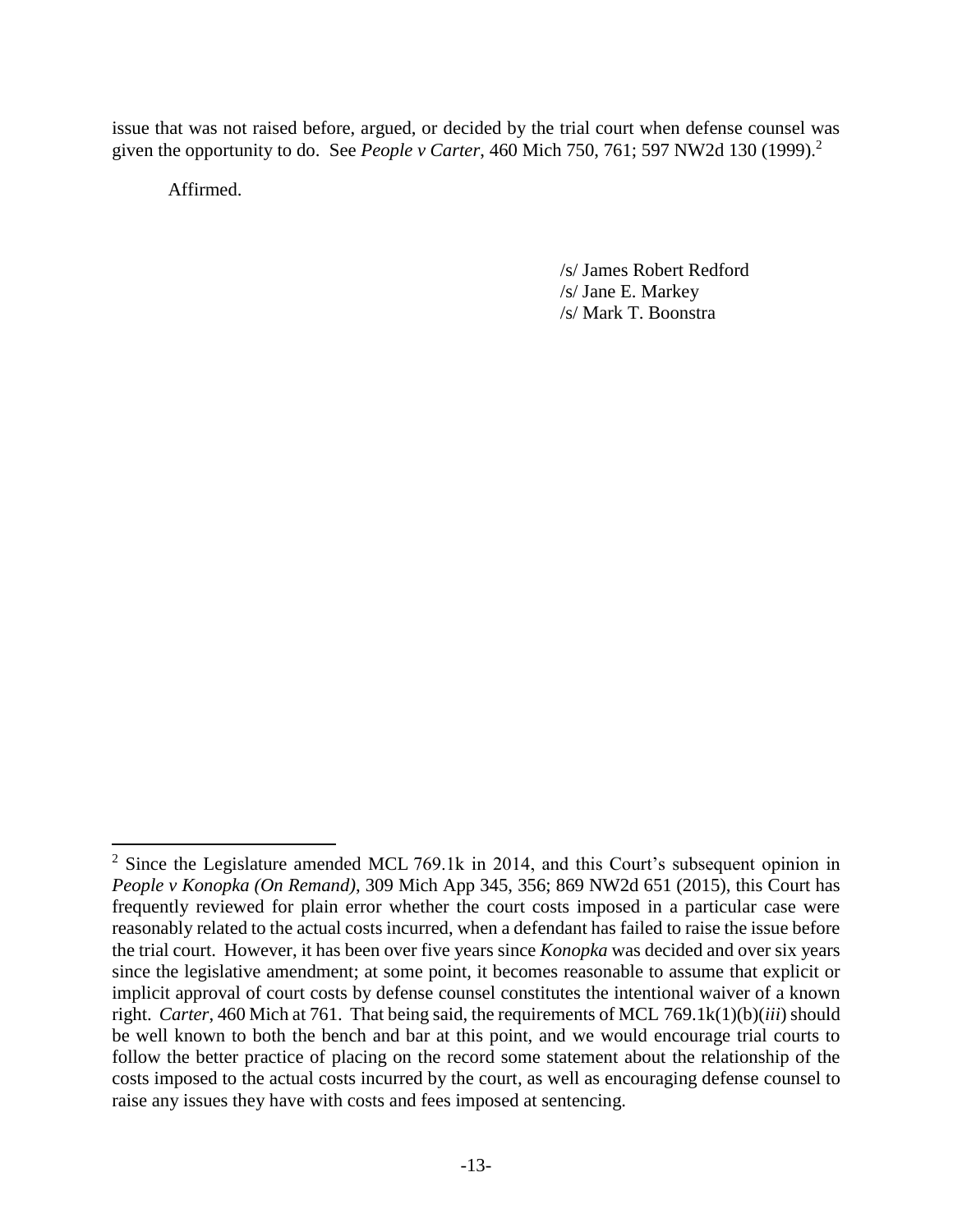issue that was not raised before, argued, or decided by the trial court when defense counsel was given the opportunity to do. See *People v Carter*, 460 Mich 750, 761; 597 NW2d 130 (1999).[2]

Affirmed.

/s/ James Robert Redford  
/s/ Jane E. Markey  
/s/ Mark T. Boonstra

---

[2] Since the Legislature amended MCL 769.1k in 2014, and this Court's subsequent opinion in *People v Konopka (On Remand)*, 309 Mich App 345, 356; 869 NW2d 651 (2015), this Court has frequently reviewed for plain error whether the court costs imposed in a particular case were reasonably related to the actual costs incurred, when a defendant has failed to raise the issue before the trial court. However, it has been over five years since *Konopka* was decided and over six years since the legislative amendment; at some point, it becomes reasonable to assume that explicit or implicit approval of court costs by defense counsel constitutes the intentional waiver of a known right. *Carter*, 460 Mich at 761. That being said, the requirements of MCL 769.1k(1)(b)(*iii*) should be well known to both the bench and bar at this point, and we would encourage trial courts to follow the better practice of placing on the record some statement about the relationship of the costs imposed to the actual costs incurred by the court, as well as encouraging defense counsel to raise any issues they have with costs and fees imposed at sentencing.